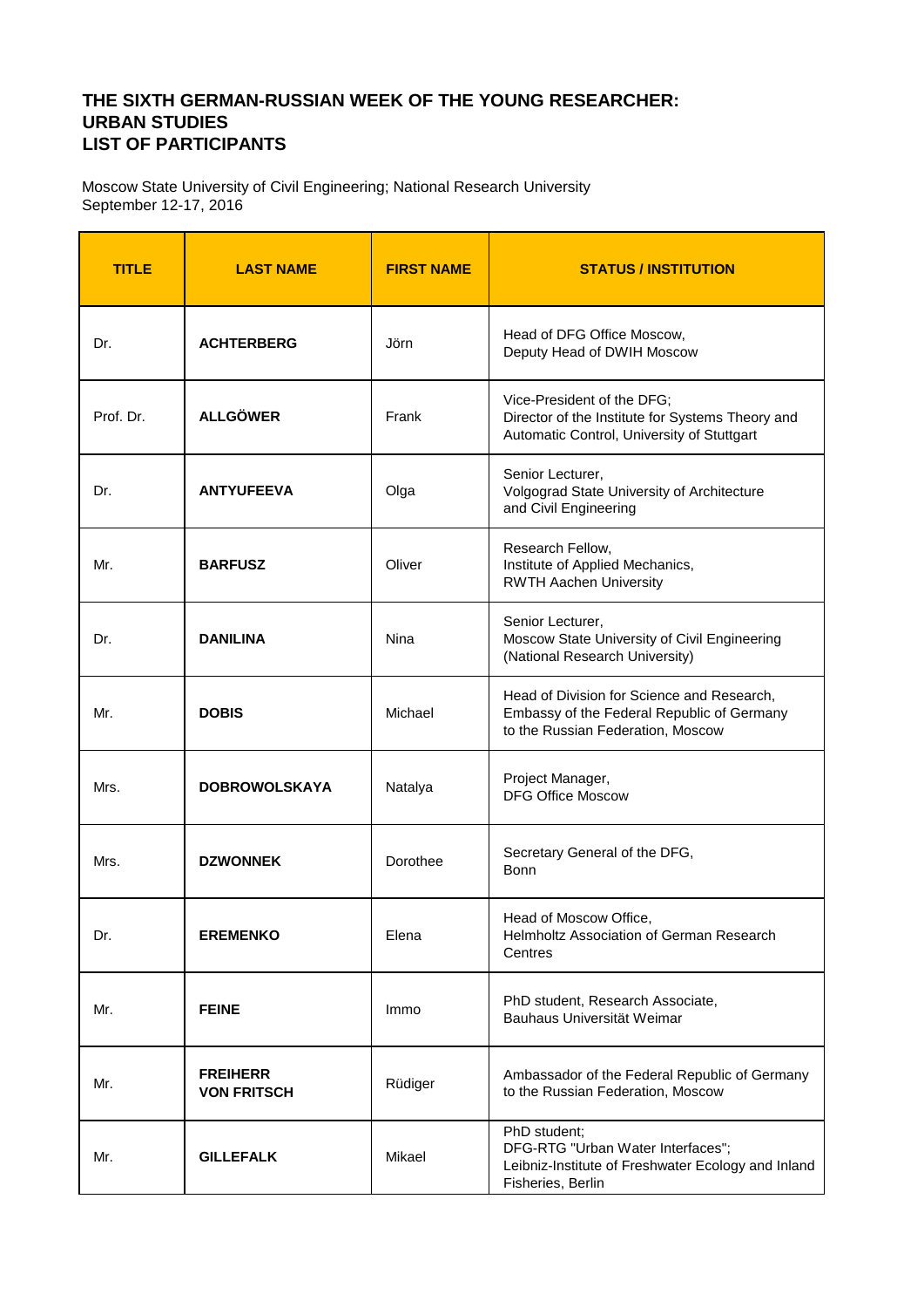# THE SIXTH GERMAN-RUSSIAN WEEK OF THE YOUNG RESEARCHER: URBAN STUDIES
# LIST OF PARTICIPANTS

Moscow State University of Civil Engineering; National Research University
September 12-17, 2016

| TITLE | LAST NAME | FIRST NAME | STATUS / INSTITUTION |
|---|---|---|---|
| Dr. | **ACHTERBERG** | Jörn | Head of DFG Office Moscow,<br>Deputy Head of DWIH Moscow |
| Prof. Dr. | **ALLGÖWER** | Frank | Vice-President of the DFG;<br>Director of the Institute for Systems Theory and Automatic Control, University of Stuttgart |
| Dr. | **ANTYUFEEVA** | Olga | Senior Lecturer,<br>Volgograd State University of Architecture and Civil Engineering |
| Mr. | **BARFUSZ** | Oliver | Research Fellow,<br>Institute of Applied Mechanics,<br>RWTH Aachen University |
| Dr. | **DANILINA** | Nina | Senior Lecturer,<br>Moscow State University of Civil Engineering (National Research University) |
| Mr. | **DOBIS** | Michael | Head of Division for Science and Research,<br>Embassy of the Federal Republic of Germany to the Russian Federation, Moscow |
| Mrs. | **DOBROWOLSKAYA** | Natalya | Project Manager,<br>DFG Office Moscow |
| Mrs. | **DZWONNEK** | Dorothee | Secretary General of the DFG,<br>Bonn |
| Dr. | **EREMENKO** | Elena | Head of Moscow Office,<br>Helmholtz Association of German Research Centres |
| Mr. | **FEINE** | Immo | PhD student, Research Associate,<br>Bauhaus Universität Weimar |
| Mr. | **FREIHERR VON FRITSCH** | Rüdiger | Ambassador of the Federal Republic of Germany to the Russian Federation, Moscow |
| Mr. | **GILLEFALK** | Mikael | PhD student;<br>DFG-RTG "Urban Water Interfaces";<br>Leibniz-Institute of Freshwater Ecology and Inland Fisheries, Berlin |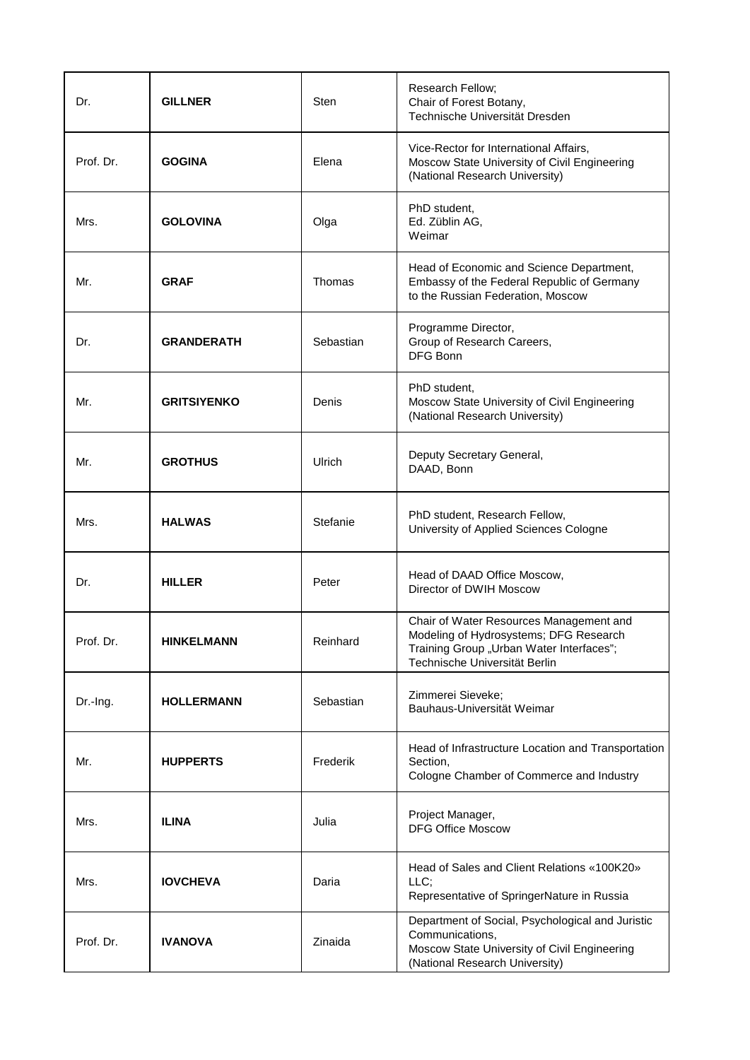| | | | |
|---|---|---|---|
| Dr. | **GILLNER** | Sten | Research Fellow;<br>Chair of Forest Botany,<br>Technische Universität Dresden |
| Prof. Dr. | **GOGINA** | Elena | Vice-Rector for International Affairs,<br>Moscow State University of Civil Engineering<br>(National Research University) |
| Mrs. | **GOLOVINA** | Olga | PhD student,<br>Ed. Züblin AG,<br>Weimar |
| Mr. | **GRAF** | Thomas | Head of Economic and Science Department,<br>Embassy of the Federal Republic of Germany<br>to the Russian Federation, Moscow |
| Dr. | **GRANDERATH** | Sebastian | Programme Director,<br>Group of Research Careers,<br>DFG Bonn |
| Mr. | **GRITSIYENKO** | Denis | PhD student,<br>Moscow State University of Civil Engineering<br>(National Research University) |
| Mr. | **GROTHUS** | Ulrich | Deputy Secretary General,<br>DAAD, Bonn |
| Mrs. | **HALWAS** | Stefanie | PhD student, Research Fellow,<br>University of Applied Sciences Cologne |
| Dr. | **HILLER** | Peter | Head of DAAD Office Moscow,<br>Director of DWIH Moscow |
| Prof. Dr. | **HINKELMANN** | Reinhard | Chair of Water Resources Management and<br>Modeling of Hydrosystems; DFG Research<br>Training Group „Urban Water Interfaces";<br>Technische Universität Berlin |
| Dr.-Ing. | **HOLLERMANN** | Sebastian | Zimmerei Sieveke;<br>Bauhaus-Universität Weimar |
| Mr. | **HUPPERTS** | Frederik | Head of Infrastructure Location and Transportation<br>Section,<br>Cologne Chamber of Commerce and Industry |
| Mrs. | **ILINA** | Julia | Project Manager,<br>DFG Office Moscow |
| Mrs. | **IOVCHEVA** | Daria | Head of Sales and Client Relations «100K20»<br>LLC;<br>Representative of SpringerNature in Russia |
| Prof. Dr. | **IVANOVA** | Zinaida | Department of Social, Psychological and Juristic<br>Communications,<br>Moscow State University of Civil Engineering<br>(National Research University) |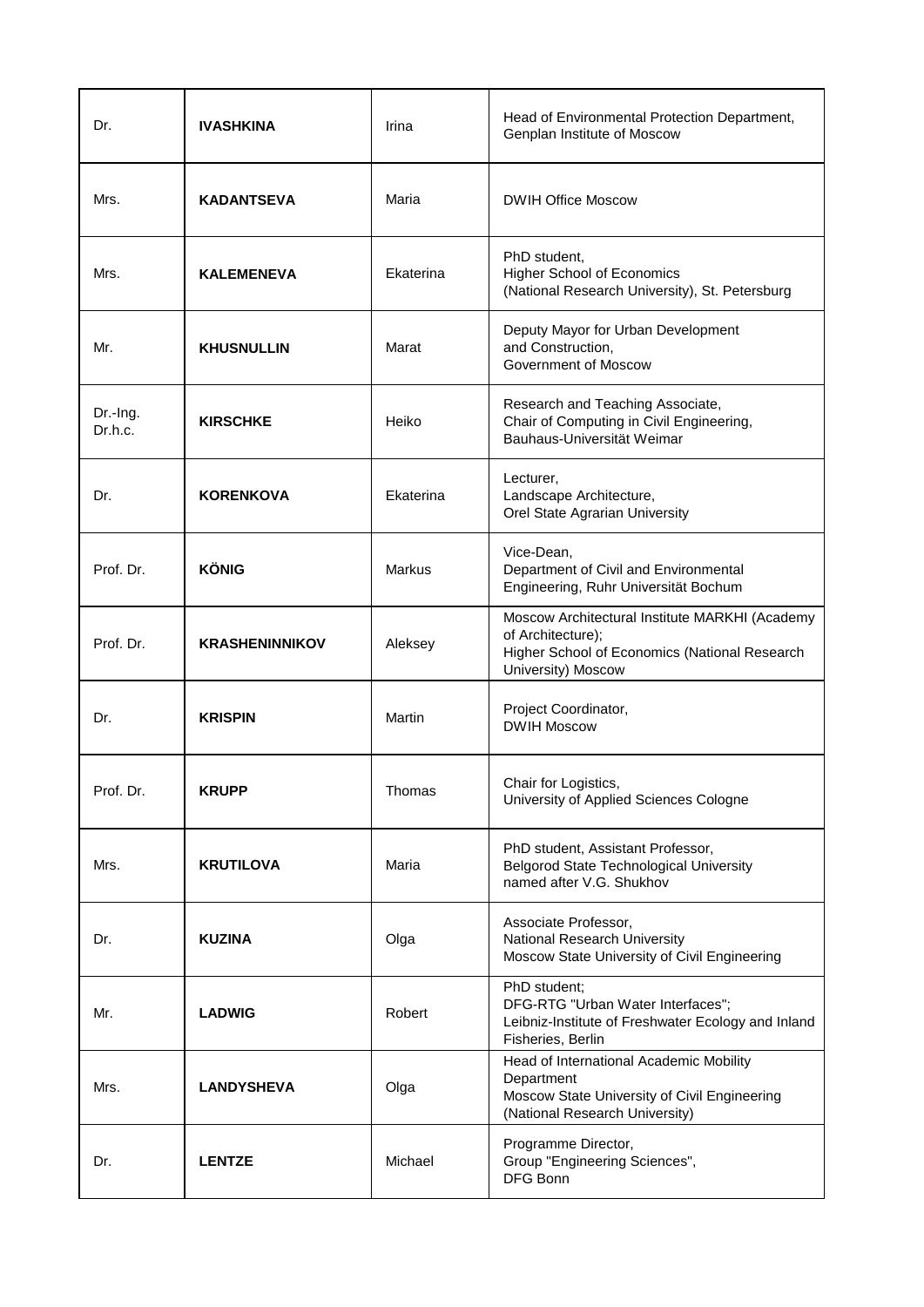| | | | |
|---|---|---|---|
| Dr. | **IVASHKINA** | Irina | Head of Environmental Protection Department, Genplan Institute of Moscow |
| Mrs. | **KADANTSEVA** | Maria | DWIH Office Moscow |
| Mrs. | **KALEMENEVA** | Ekaterina | PhD student, Higher School of Economics (National Research University), St. Petersburg |
| Mr. | **KHUSNULLIN** | Marat | Deputy Mayor for Urban Development and Construction, Government of Moscow |
| Dr.-Ing. Dr.h.c. | **KIRSCHKE** | Heiko | Research and Teaching Associate, Chair of Computing in Civil Engineering, Bauhaus-Universität Weimar |
| Dr. | **KORENKOVA** | Ekaterina | Lecturer, Landscape Architecture, Orel State Agrarian University |
| Prof. Dr. | **KÖNIG** | Markus | Vice-Dean, Department of Civil and Environmental Engineering, Ruhr Universität Bochum |
| Prof. Dr. | **KRASHENINNIKOV** | Aleksey | Moscow Architectural Institute MARKHI (Academy of Architecture); Higher School of Economics (National Research University) Moscow |
| Dr. | **KRISPIN** | Martin | Project Coordinator, DWIH Moscow |
| Prof. Dr. | **KRUPP** | Thomas | Chair for Logistics, University of Applied Sciences Cologne |
| Mrs. | **KRUTILOVA** | Maria | PhD student, Assistant Professor, Belgorod State Technological University named after V.G. Shukhov |
| Dr. | **KUZINA** | Olga | Associate Professor, National Research University Moscow State University of Civil Engineering |
| Mr. | **LADWIG** | Robert | PhD student; DFG-RTG "Urban Water Interfaces"; Leibniz-Institute of Freshwater Ecology and Inland Fisheries, Berlin |
| Mrs. | **LANDYSHEVA** | Olga | Head of International Academic Mobility Department Moscow State University of Civil Engineering (National Research University) |
| Dr. | **LENTZE** | Michael | Programme Director, Group "Engineering Sciences", DFG Bonn |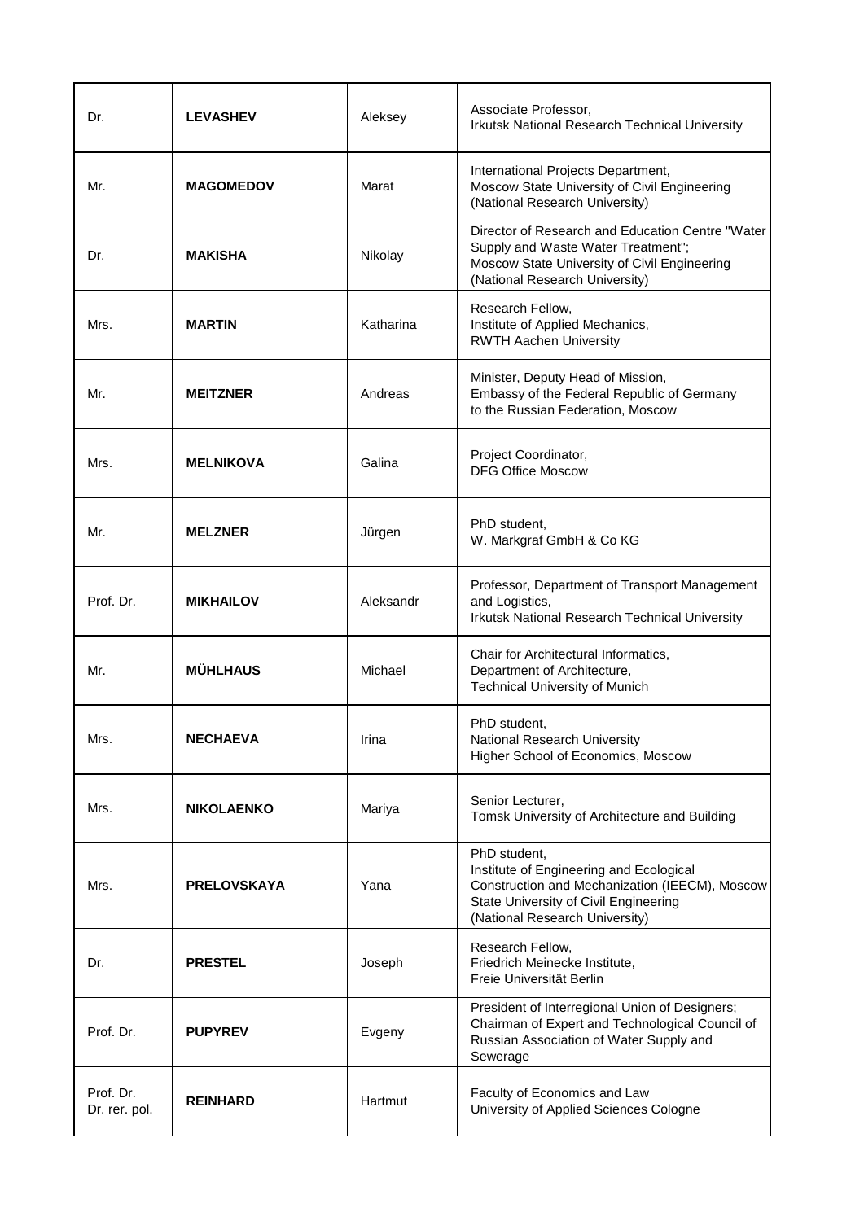| | | | |
|---|---|---|---|
| Dr. | **LEVASHEV** | Aleksey | Associate Professor, Irkutsk National Research Technical University |
| Mr. | **MAGOMEDOV** | Marat | International Projects Department, Moscow State University of Civil Engineering (National Research University) |
| Dr. | **MAKISHA** | Nikolay | Director of Research and Education Centre "Water Supply and Waste Water Treatment"; Moscow State University of Civil Engineering (National Research University) |
| Mrs. | **MARTIN** | Katharina | Research Fellow, Institute of Applied Mechanics, RWTH Aachen University |
| Mr. | **MEITZNER** | Andreas | Minister, Deputy Head of Mission, Embassy of the Federal Republic of Germany to the Russian Federation, Moscow |
| Mrs. | **MELNIKOVA** | Galina | Project Coordinator, DFG Office Moscow |
| Mr. | **MELZNER** | Jürgen | PhD student, W. Markgraf GmbH & Co KG |
| Prof. Dr. | **MIKHAILOV** | Aleksandr | Professor, Department of Transport Management and Logistics, Irkutsk National Research Technical University |
| Mr. | **MÜHLHAUS** | Michael | Chair for Architectural Informatics, Department of Architecture, Technical University of Munich |
| Mrs. | **NECHAEVA** | Irina | PhD student, National Research University Higher School of Economics, Moscow |
| Mrs. | **NIKOLAENKO** | Mariya | Senior Lecturer, Tomsk University of Architecture and Building |
| Mrs. | **PRELOVSKAYA** | Yana | PhD student, Institute of Engineering and Ecological Construction and Mechanization (IEECM), Moscow State University of Civil Engineering (National Research University) |
| Dr. | **PRESTEL** | Joseph | Research Fellow, Friedrich Meinecke Institute, Freie Universität Berlin |
| Prof. Dr. | **PUPYREV** | Evgeny | President of Interregional Union of Designers; Chairman of Expert and Technological Council of Russian Association of Water Supply and Sewerage |
| Prof. Dr. Dr. rer. pol. | **REINHARD** | Hartmut | Faculty of Economics and Law University of Applied Sciences Cologne |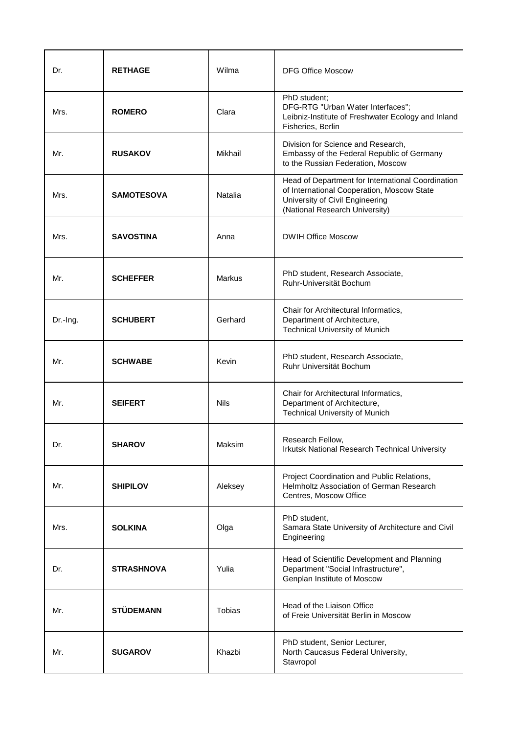| | | | |
|---|---|---|---|
| Dr. | **RETHAGE** | Wilma | DFG Office Moscow |
| Mrs. | **ROMERO** | Clara | PhD student;<br>DFG-RTG "Urban Water Interfaces";<br>Leibniz-Institute of Freshwater Ecology and Inland Fisheries, Berlin |
| Mr. | **RUSAKOV** | Mikhail | Division for Science and Research,<br>Embassy of the Federal Republic of Germany to the Russian Federation, Moscow |
| Mrs. | **SAMOTESOVA** | Natalia | Head of Department for International Coordination of International Cooperation, Moscow State University of Civil Engineering (National Research University) |
| Mrs. | **SAVOSTINA** | Anna | DWIH Office Moscow |
| Mr. | **SCHEFFER** | Markus | PhD student, Research Associate,<br>Ruhr-Universität Bochum |
| Dr.-Ing. | **SCHUBERT** | Gerhard | Chair for Architectural Informatics,<br>Department of Architecture,<br>Technical University of Munich |
| Mr. | **SCHWABE** | Kevin | PhD student, Research Associate,<br>Ruhr Universität Bochum |
| Mr. | **SEIFERT** | Nils | Chair for Architectural Informatics,<br>Department of Architecture,<br>Technical University of Munich |
| Dr. | **SHAROV** | Maksim | Research Fellow,<br>Irkutsk National Research Technical University |
| Mr. | **SHIPILOV** | Aleksey | Project Coordination and Public Relations,<br>Helmholtz Association of German Research Centres, Moscow Office |
| Mrs. | **SOLKINA** | Olga | PhD student,<br>Samara State University of Architecture and Civil Engineering |
| Dr. | **STRASHNOVA** | Yulia | Head of Scientific Development and Planning Department "Social Infrastructure",<br>Genplan Institute of Moscow |
| Mr. | **STÜDEMANN** | Tobias | Head of the Liaison Office<br>of Freie Universität Berlin in Moscow |
| Mr. | **SUGAROV** | Khazbi | PhD student, Senior Lecturer,<br>North Caucasus Federal University,<br>Stavropol |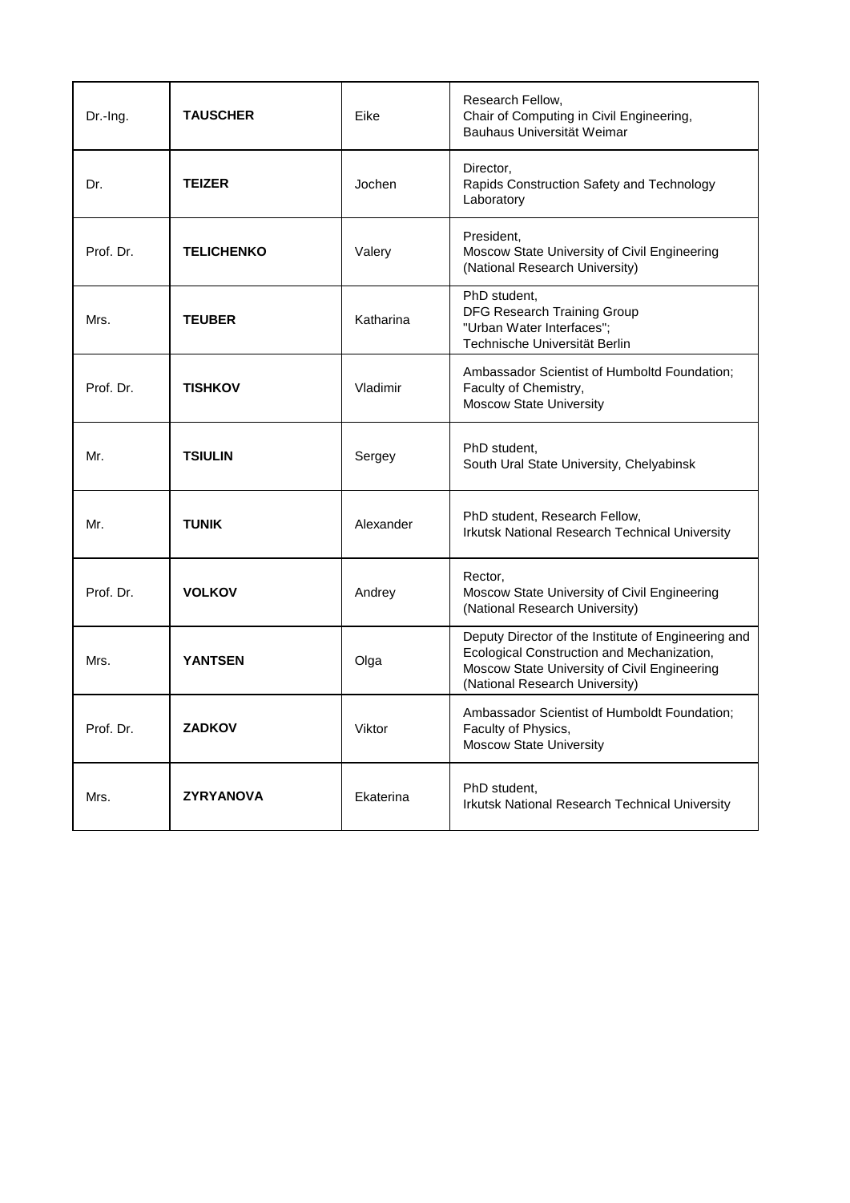| | | | |
|---|---|---|---|
| Dr.-Ing. | **TAUSCHER** | Eike | Research Fellow, Chair of Computing in Civil Engineering, Bauhaus Universität Weimar |
| Dr. | **TEIZER** | Jochen | Director, Rapids Construction Safety and Technology Laboratory |
| Prof. Dr. | **TELICHENKO** | Valery | President, Moscow State University of Civil Engineering (National Research University) |
| Mrs. | **TEUBER** | Katharina | PhD student, DFG Research Training Group "Urban Water Interfaces"; Technische Universität Berlin |
| Prof. Dr. | **TISHKOV** | Vladimir | Ambassador Scientist of Humboltd Foundation; Faculty of Chemistry, Moscow State University |
| Mr. | **TSIULIN** | Sergey | PhD student, South Ural State University, Chelyabinsk |
| Mr. | **TUNIK** | Alexander | PhD student, Research Fellow, Irkutsk National Research Technical University |
| Prof. Dr. | **VOLKOV** | Andrey | Rector, Moscow State University of Civil Engineering (National Research University) |
| Mrs. | **YANTSEN** | Olga | Deputy Director of the Institute of Engineering and Ecological Construction and Mechanization, Moscow State University of Civil Engineering (National Research University) |
| Prof. Dr. | **ZADKOV** | Viktor | Ambassador Scientist of Humboldt Foundation; Faculty of Physics, Moscow State University |
| Mrs. | **ZYRYANOVA** | Ekaterina | PhD student, Irkutsk National Research Technical University |